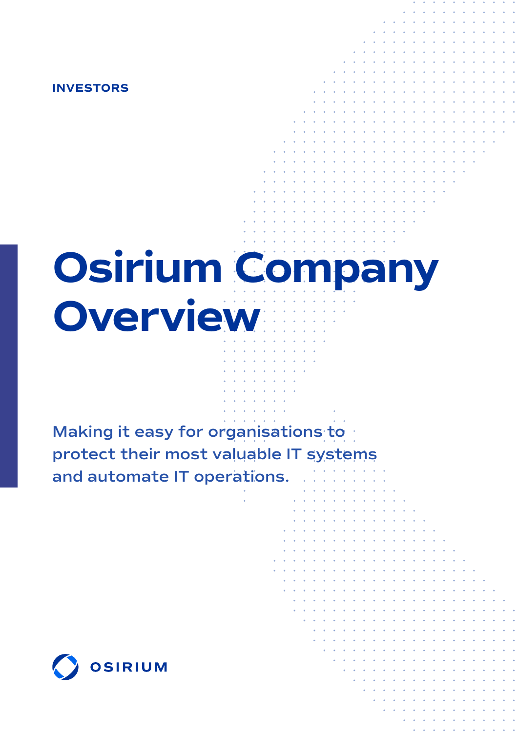INVESTORS

# Osirium Company Overview

Making it easy for organisations to protect their most valuable IT systems and automate IT operations.

OSIRIUM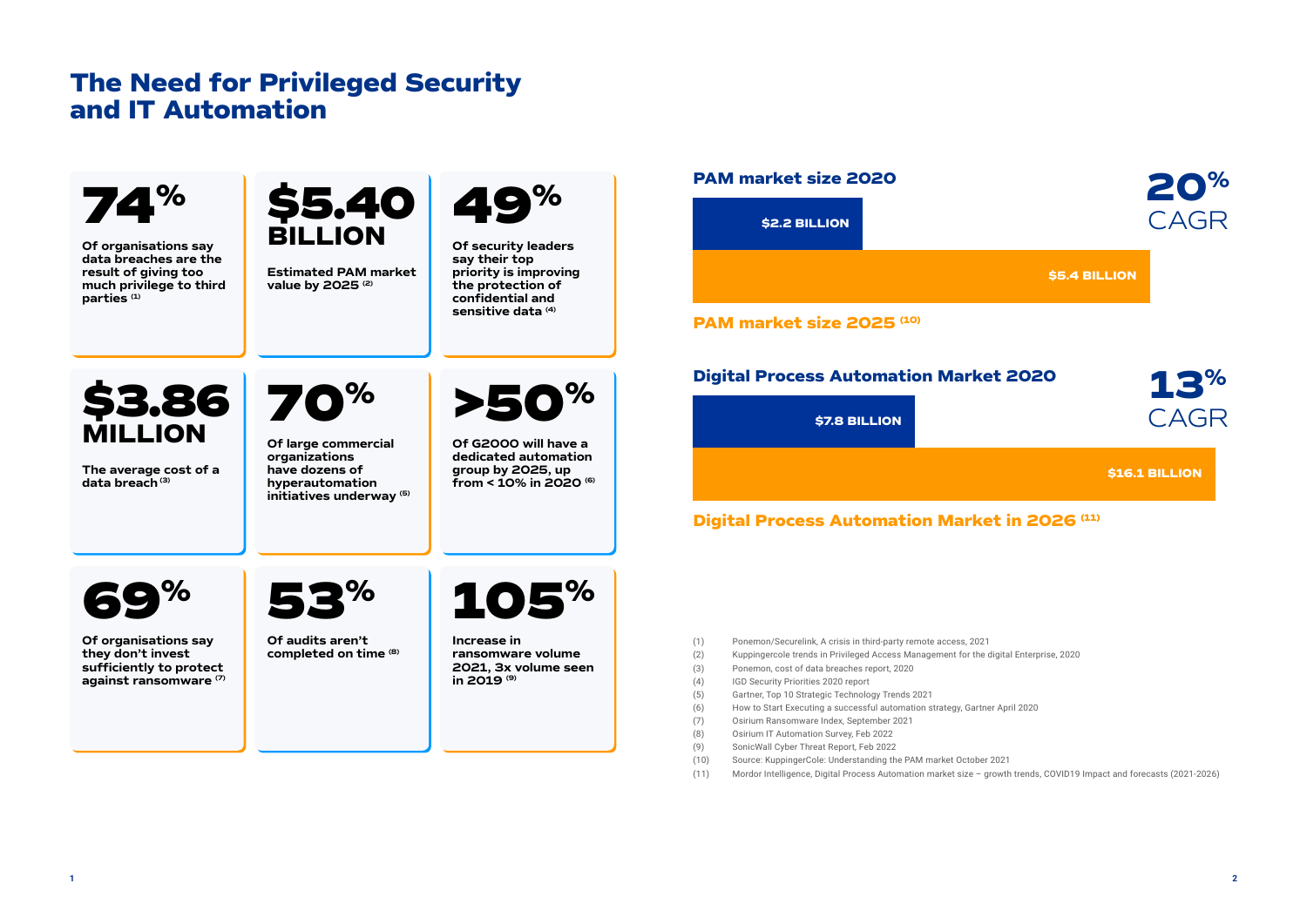# The Need for Privileged Security and IT Automation

**74%**

Of organisations say data breaches are the result of giving too much privilege to third parties [1]

**$5.40 BILLION**

Estimated PAM market value by 2025 [2]

**49%**

Of security leaders say their top priority is improving the protection of confidential and sensitive data [4]

**$3.86 MILLION**

The average cost of a data breach [3]

**70%**

Of large commercial organizations have dozens of hyperautomation initiatives underway [5]

**>50%**

Of G2000 will have a dedicated automation group by 2025, up from < 10% in 2020 [6]

**69%**

Of organisations say they don't invest sufficiently to protect against ransomware [7]

**53%**

Of audits aren't completed on time [8]

**105%**

Increase in ransomware volume 2021, 3x volume seen in 2019 [9]

**PAM market size 2020**

$2.2 BILLION

$5.4 BILLION

**PAM market size 2025** [10]

**20% CAGR**

**Digital Process Automation Market 2020**

$7.8 BILLION

$16.1 BILLION

**Digital Process Automation Market in 2026** [11]

**13% CAGR**

(1) Ponemon/Securelink, A crisis in third-party remote access, 2021
(2) Kuppingercole trends in Privileged Access Management for the digital Enterprise, 2020
(3) Ponemon, cost of data breaches report, 2020
(4) IGD Security Priorities 2020 report
(5) Gartner, Top 10 Strategic Technology Trends 2021
(6) How to Start Executing a successful automation strategy, Gartner April 2020
(7) Osirium Ransomware Index, September 2021
(8) Osirium IT Automation Survey, Feb 2022
(9) SonicWall Cyber Threat Report, Feb 2022
(10) Source: KuppingerCole: Understanding the PAM market October 2021
(11) Mordor Intelligence, Digital Process Automation market size – growth trends, COVID19 Impact and forecasts (2021-2026)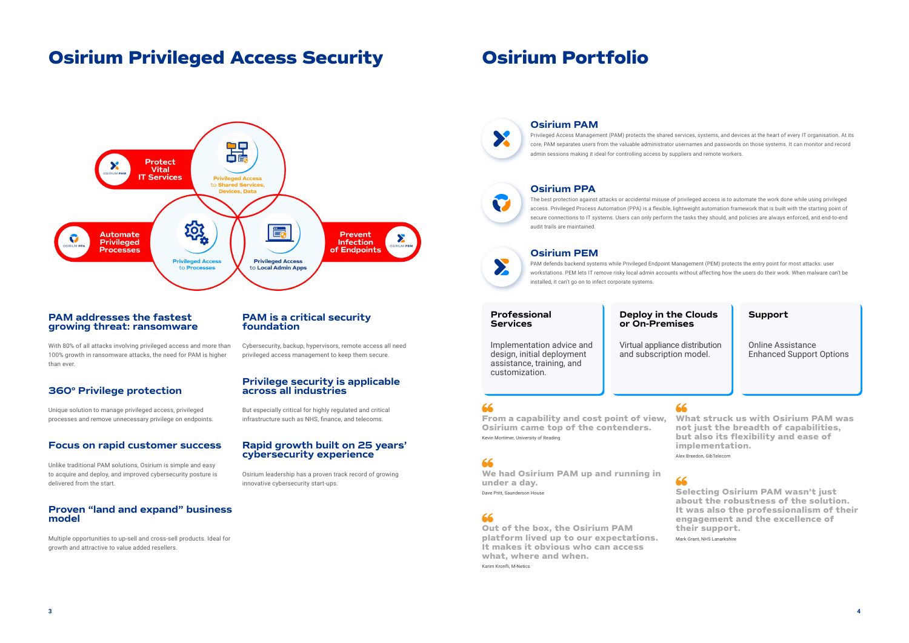# Osirium Privileged Access Security

Protect Vital IT Services

Privileged Access to Shared Services, Devices, Data

Automate Privileged Processes

Privileged Access to Processes

Privileged Access to Local Admin Apps

Prevent Infection of Endpoints

## PAM addresses the fastest growing threat: ransomware

With 80% of all attacks involving privileged access and more than 100% growth in ransomware attacks, the need for PAM is higher than ever.

## 360° Privilege protection

Unique solution to manage privileged access, privileged processes and remove unnecessary privilege on endpoints.

## Focus on rapid customer success

Unlike traditional PAM solutions, Osirium is simple and easy to acquire and deploy, and improved cybersecurity posture is delivered from the start.

## Proven "land and expand" business model

Multiple opportunities to up-sell and cross-sell products. Ideal for growth and attractive to value added resellers.

## PAM is a critical security foundation

Cybersecurity, backup, hypervisors, remote access all need privileged access management to keep them secure.

## Privilege security is applicable across all industries

But especially critical for highly regulated and critical infrastructure such as NHS, finance, and telecoms.

## Rapid growth built on 25 years' cybersecurity experience

Osirium leadership has a proven track record of growing innovative cybersecurity start-ups.

# Osirium Portfolio

## Osirium PAM

Privileged Access Management (PAM) protects the shared services, systems, and devices at the heart of every IT organisation. At its core, PAM separates users from the valuable administrator usernames and passwords on those systems. It can monitor and record admin sessions making it ideal for controlling access by suppliers and remote workers.

## Osirium PPA

The best protection against attacks or accidental misuse of privileged access is to automate the work done while using privileged access. Privileged Process Automation (PPA) is a flexible, lightweight automation framework that is built with the starting point of secure connections to IT systems. Users can only perform the tasks they should, and policies are always enforced, and end-to-end audit trails are maintained.

## Osirium PEM

PAM defends backend systems while Privileged Endpoint Management (PEM) protects the entry point for most attacks: user workstations. PEM lets IT remove risky local admin accounts without affecting how the users do their work. When malware can't be installed, it can't go on to infect corporate systems.

### Professional Services

Implementation advice and design, initial deployment assistance, training, and customization.

### Deploy in the Clouds or On-Premises

Virtual appliance distribution and subscription model.

### Support

Online Assistance
Enhanced Support Options

> **From a capability and cost point of view, Osirium came top of the contenders.**
>
> Kevin Mortimer, University of Reading

> **We had Osirium PAM up and running in under a day.**
>
> Dave Pritt, Saunderson House

> **Out of the box, the Osirium PAM platform lived up to our expectations. It makes it obvious who can access what, where and when.**
>
> Karim Kronfli, M-Netics

> **What struck us with Osirium PAM was not just the breadth of capabilities, but also its flexibility and ease of implementation.**
>
> Alex Breedon, GibTelecom

> **Selecting Osirium PAM wasn't just about the robustness of the solution. It was also the professionalism of their engagement and the excellence of their support.**
>
> Mark Grant, NHS Lanarkshire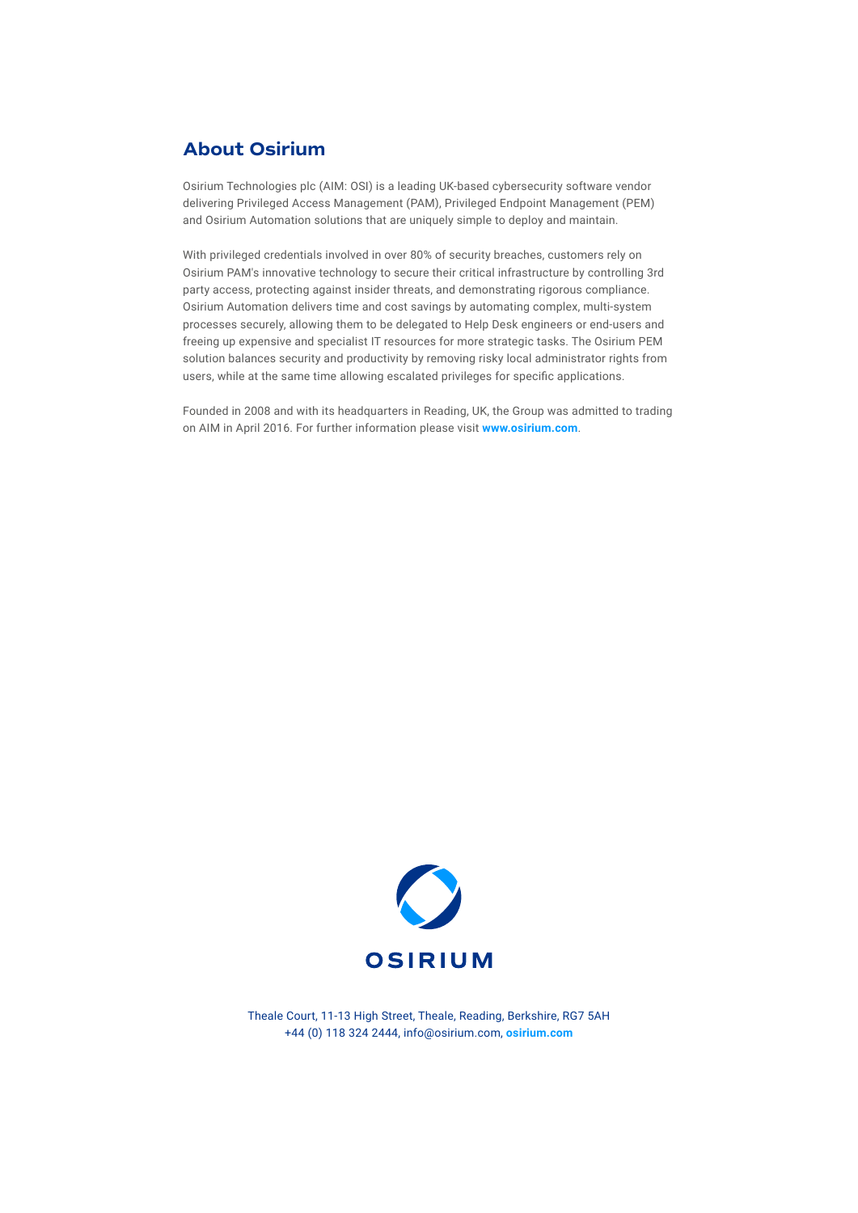## About Osirium

Osirium Technologies plc (AIM: OSI) is a leading UK-based cybersecurity software vendor delivering Privileged Access Management (PAM), Privileged Endpoint Management (PEM) and Osirium Automation solutions that are uniquely simple to deploy and maintain.

With privileged credentials involved in over 80% of security breaches, customers rely on Osirium PAM's innovative technology to secure their critical infrastructure by controlling 3rd party access, protecting against insider threats, and demonstrating rigorous compliance. Osirium Automation delivers time and cost savings by automating complex, multi-system processes securely, allowing them to be delegated to Help Desk engineers or end-users and freeing up expensive and specialist IT resources for more strategic tasks. The Osirium PEM solution balances security and productivity by removing risky local administrator rights from users, while at the same time allowing escalated privileges for specific applications.

Founded in 2008 and with its headquarters in Reading, UK, the Group was admitted to trading on AIM in April 2016. For further information please visit **www.osirium.com**.

OSIRIUM

Theale Court, 11-13 High Street, Theale, Reading, Berkshire, RG7 5AH
+44 (0) 118 324 2444, info@osirium.com, **osirium.com**